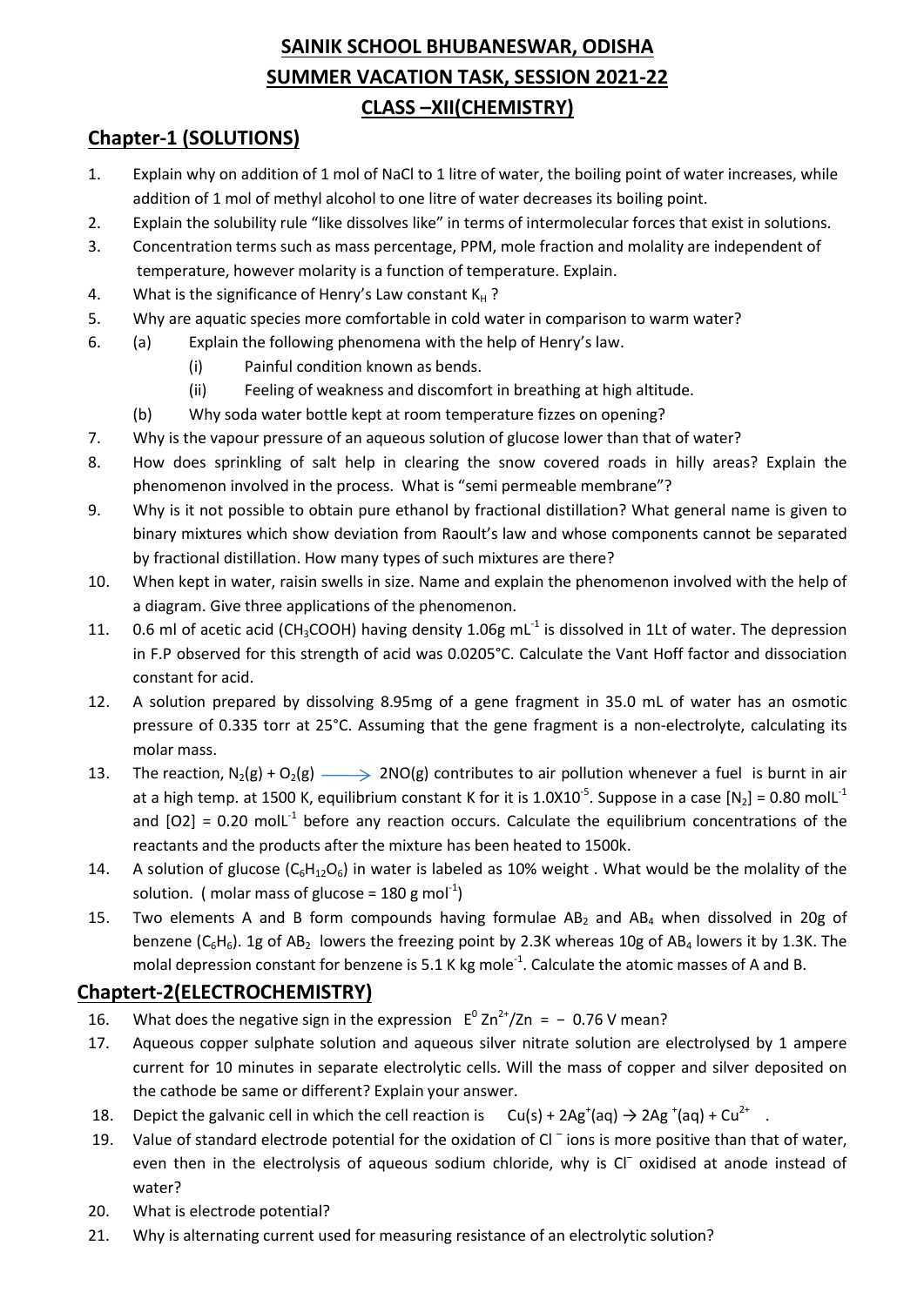# SAINIK SCHOOL BHUBANESWAR, ODISHA

## SUMMER VACATION TASK, SESSION 2021-22

## CLASS –XII(CHEMISTRY)

## Chapter-1 (SOLUTIONS)

1. Explain why on addition of 1 mol of NaCl to 1 litre of water, the boiling point of water increases, while addition of 1 mol of methyl alcohol to one litre of water decreases its boiling point.
2. Explain the solubility rule "like dissolves like" in terms of intermolecular forces that exist in solutions.
3. Concentration terms such as mass percentage, PPM, mole fraction and molality are independent of temperature, however molarity is a function of temperature. Explain.
4. What is the significance of Henry's Law constant $K_H$ ?
5. Why are aquatic species more comfortable in cold water in comparison to warm water?
6. (a) Explain the following phenomena with the help of Henry's law.
   (i) Painful condition known as bends.
   (ii) Feeling of weakness and discomfort in breathing at high altitude.
   (b) Why soda water bottle kept at room temperature fizzes on opening?
7. Why is the vapour pressure of an aqueous solution of glucose lower than that of water?
8. How does sprinkling of salt help in clearing the snow covered roads in hilly areas? Explain the phenomenon involved in the process. What is "semi permeable membrane"?
9. Why is it not possible to obtain pure ethanol by fractional distillation? What general name is given to binary mixtures which show deviation from Raoult's law and whose components cannot be separated by fractional distillation. How many types of such mixtures are there?
10. When kept in water, raisin swells in size. Name and explain the phenomenon involved with the help of a diagram. Give three applications of the phenomenon.
11. 0.6 ml of acetic acid ($CH_3COOH$) having density 1.06g $mL^{-1}$ is dissolved in 1Lt of water. The depression in F.P observed for this strength of acid was 0.0205°C. Calculate the Vant Hoff factor and dissociation constant for acid.
12. A solution prepared by dissolving 8.95mg of a gene fragment in 35.0 mL of water has an osmotic pressure of 0.335 torr at 25°C. Assuming that the gene fragment is a non-electrolyte, calculating its molar mass.
13. The reaction, $N_2(g) + O_2(g) \longrightarrow 2NO(g)$ contributes to air pollution whenever a fuel is burnt in air at a high temp. at 1500 K, equilibrium constant K for it is $1.0X10^{-5}$. Suppose in a case $[N_2] = 0.80$ $molL^{-1}$ and $[O2] = 0.20$ $molL^{-1}$ before any reaction occurs. Calculate the equilibrium concentrations of the reactants and the products after the mixture has been heated to 1500k.
14. A solution of glucose ($C_6H_{12}O_6$) in water is labeled as 10% weight . What would be the molality of the solution. ( molar mass of glucose = 180 g $mol^{-1}$)
15. Two elements A and B form compounds having formulae $AB_2$ and $AB_4$ when dissolved in 20g of benzene ($C_6H_6$). 1g of $AB_2$ lowers the freezing point by 2.3K whereas 10g of $AB_4$ lowers it by 1.3K. The molal depression constant for benzene is 5.1 K kg $mole^{-1}$. Calculate the atomic masses of A and B.

## Chaptert-2(ELECTROCHEMISTRY)

16. What does the negative sign in the expression $E^0\ Zn^{2+}/Zn = -\ 0.76$ V mean?
17. Aqueous copper sulphate solution and aqueous silver nitrate solution are electrolysed by 1 ampere current for 10 minutes in separate electrolytic cells. Will the mass of copper and silver deposited on the cathode be same or different? Explain your answer.
18. Depict the galvanic cell in which the cell reaction is $Cu(s) + 2Ag^{+}(aq) \rightarrow 2Ag^{+}(aq) + Cu^{2+}$ .
19. Value of standard electrode potential for the oxidation of $Cl^-$ ions is more positive than that of water, even then in the electrolysis of aqueous sodium chloride, why is $Cl^-$ oxidised at anode instead of water?
20. What is electrode potential?
21. Why is alternating current used for measuring resistance of an electrolytic solution?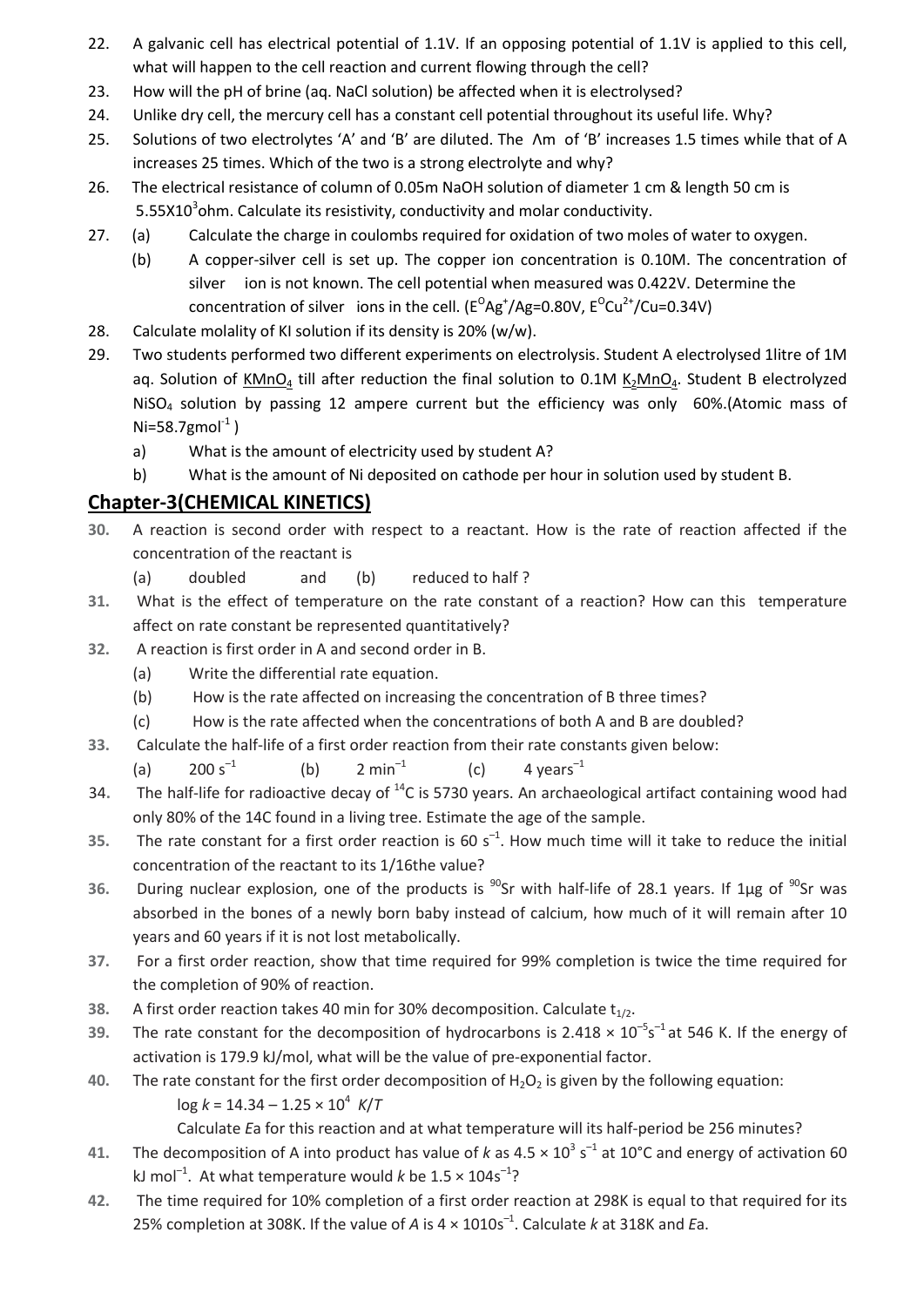22. A galvanic cell has electrical potential of 1.1V. If an opposing potential of 1.1V is applied to this cell, what will happen to the cell reaction and current flowing through the cell?

23. How will the pH of brine (aq. NaCl solution) be affected when it is electrolysed?

24. Unlike dry cell, the mercury cell has a constant cell potential throughout its useful life. Why?

25. Solutions of two electrolytes 'A' and 'B' are diluted. The $\Lambda m$ of 'B' increases 1.5 times while that of A increases 25 times. Which of the two is a strong electrolyte and why?

26. The electrical resistance of column of 0.05m NaOH solution of diameter 1 cm & length 50 cm is $5.55X10^3$ohm. Calculate its resistivity, conductivity and molar conductivity.

27. (a) Calculate the charge in coulombs required for oxidation of two moles of water to oxygen.

    (b) A copper-silver cell is set up. The copper ion concentration is 0.10M. The concentration of silver ion is not known. The cell potential when measured was 0.422V. Determine the concentration of silver ions in the cell. ($E^OAg^+/Ag$=0.80V, $E^OCu^{2+}/Cu$=0.34V)

28. Calculate molality of KI solution if its density is 20% (w/w).

29. Two students performed two different experiments on electrolysis. Student A electrolysed 1litre of 1M aq. Solution of $KMnO_4$ till after reduction the final solution to 0.1M $K_2MnO_4$. Student B electrolyzed $NiSO_4$ solution by passing 12 ampere current but the efficiency was only 60%.(Atomic mass of Ni=58.7gmol$^{-1}$ )

    a) What is the amount of electricity used by student A?

    b) What is the amount of Ni deposited on cathode per hour in solution used by student B.

## Chapter-3(CHEMICAL KINETICS)

30. A reaction is second order with respect to a reactant. How is the rate of reaction affected if the concentration of the reactant is

    (a) doubled and (b) reduced to half ?

31. What is the effect of temperature on the rate constant of a reaction? How can this temperature affect on rate constant be represented quantitatively?

32. A reaction is first order in A and second order in B.

    (a) Write the differential rate equation.

    (b) How is the rate affected on increasing the concentration of B three times?

    (c) How is the rate affected when the concentrations of both A and B are doubled?

33. Calculate the half-life of a first order reaction from their rate constants given below:

    (a) 200 $s^{-1}$ (b) 2 $min^{-1}$ (c) 4 $years^{-1}$

34. The half-life for radioactive decay of $^{14}C$ is 5730 years. An archaeological artifact containing wood had only 80% of the 14C found in a living tree. Estimate the age of the sample.

35. The rate constant for a first order reaction is 60 $s^{-1}$. How much time will it take to reduce the initial concentration of the reactant to its 1/16the value?

36. During nuclear explosion, one of the products is $^{90}Sr$ with half-life of 28.1 years. If 1μg of $^{90}Sr$ was absorbed in the bones of a newly born baby instead of calcium, how much of it will remain after 10 years and 60 years if it is not lost metabolically.

37. For a first order reaction, show that time required for 99% completion is twice the time required for the completion of 90% of reaction.

38. A first order reaction takes 40 min for 30% decomposition. Calculate $t_{1/2}$.

39. The rate constant for the decomposition of hydrocarbons is $2.418 \times 10^{-5} s^{-1}$ at 546 K. If the energy of activation is 179.9 kJ/mol, what will be the value of pre-exponential factor.

40. The rate constant for the first order decomposition of $H_2O_2$ is given by the following equation:

    $\log k = 14.34 - 1.25 \times 10^4\ K/T$

    Calculate *E*a for this reaction and at what temperature will its half-period be 256 minutes?

41. The decomposition of A into product has value of *k* as $4.5 \times 10^3\ s^{-1}$ at 10°C and energy of activation 60 kJ $mol^{-1}$. At what temperature would *k* be 1.5 × 104$s^{-1}$?

42. The time required for 10% completion of a first order reaction at 298K is equal to that required for its 25% completion at 308K. If the value of *A* is 4 × 1010$s^{-1}$. Calculate *k* at 318K and *E*a.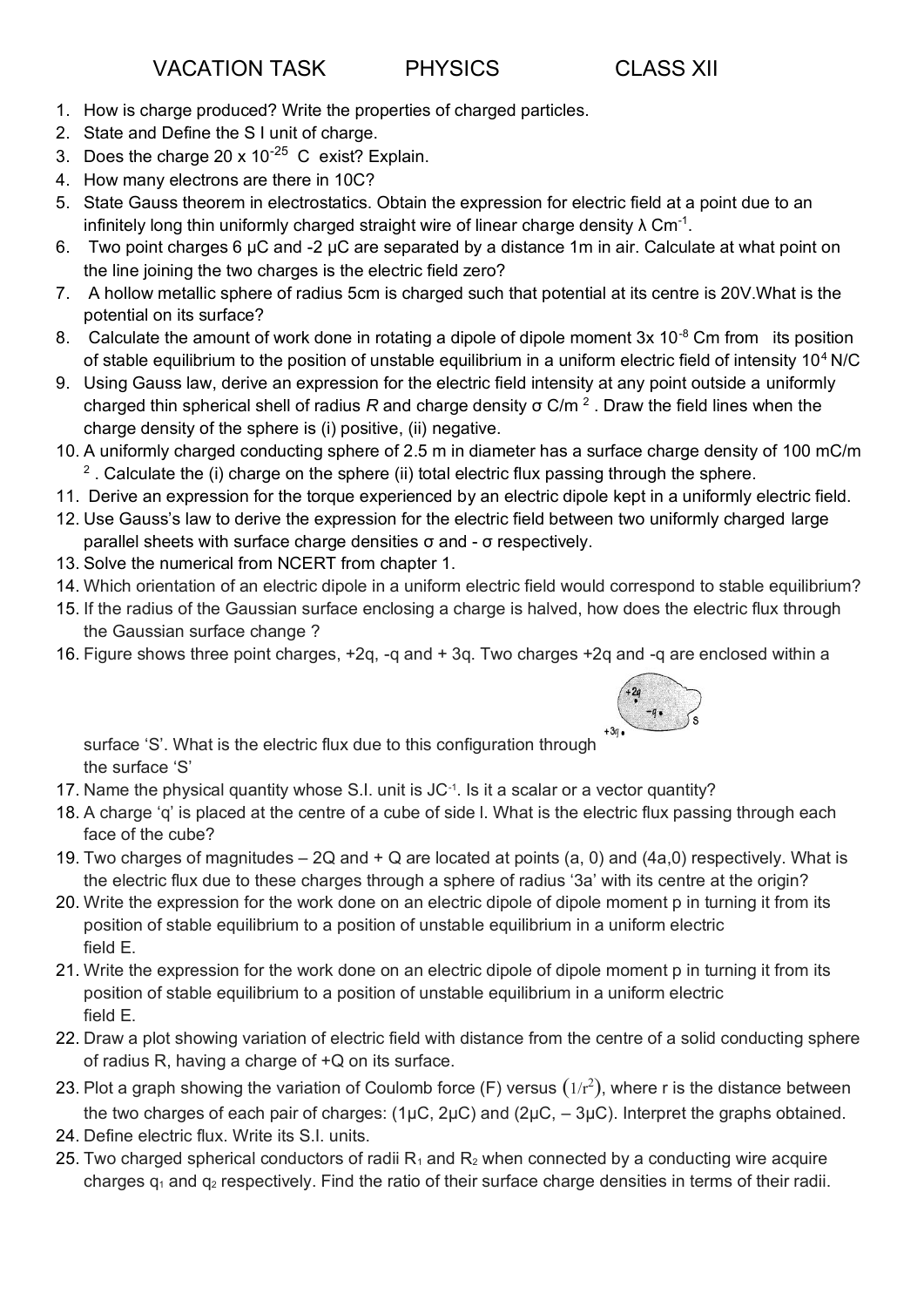# VACATION TASK PHYSICS CLASS XII

1. How is charge produced? Write the properties of charged particles.
2. State and Define the S I unit of charge.
3. Does the charge $20 \times 10^{-25}$ C exist? Explain.
4. How many electrons are there in 10C?
5. State Gauss theorem in electrostatics. Obtain the expression for electric field at a point due to an infinitely long thin uniformly charged straight wire of linear charge density $\lambda$ $Cm^{-1}$.
6. Two point charges 6 μC and -2 μC are separated by a distance 1m in air. Calculate at what point on the line joining the two charges is the electric field zero?
7. A hollow metallic sphere of radius 5cm is charged such that potential at its centre is 20V.What is the potential on its surface?
8. Calculate the amount of work done in rotating a dipole of dipole moment $3 \times 10^{-8}$ Cm from its position of stable equilibrium to the position of unstable equilibrium in a uniform electric field of intensity $10^4$ N/C
9. Using Gauss law, derive an expression for the electric field intensity at any point outside a uniformly charged thin spherical shell of radius $R$ and charge density $\sigma$ $C/m^2$ . Draw the field lines when the charge density of the sphere is (i) positive, (ii) negative.
10. A uniformly charged conducting sphere of 2.5 m in diameter has a surface charge density of 100 $mC/m^2$ . Calculate the (i) charge on the sphere (ii) total electric flux passing through the sphere.
11. Derive an expression for the torque experienced by an electric dipole kept in a uniformly electric field.
12. Use Gauss's law to derive the expression for the electric field between two uniformly charged large parallel sheets with surface charge densities $\sigma$ and $-\sigma$ respectively.
13. Solve the numerical from NCERT from chapter 1.
14. Which orientation of an electric dipole in a uniform electric field would correspond to stable equilibrium?
15. If the radius of the Gaussian surface enclosing a charge is halved, how does the electric flux through the Gaussian surface change ?
16. Figure shows three point charges, +2q, -q and + 3q. Two charges +2q and -q are enclosed within a surface 'S'. What is the electric flux due to this configuration through the surface 'S'
17. Name the physical quantity whose S.I. unit is $JC^{-1}$. Is it a scalar or a vector quantity?
18. A charge 'q' is placed at the centre of a cube of side l. What is the electric flux passing through each face of the cube?
19. Two charges of magnitudes – 2Q and + Q are located at points (a, 0) and (4a,0) respectively. What is the electric flux due to these charges through a sphere of radius '3a' with its centre at the origin?
20. Write the expression for the work done on an electric dipole of dipole moment p in turning it from its position of stable equilibrium to a position of unstable equilibrium in a uniform electric field E.
21. Write the expression for the work done on an electric dipole of dipole moment p in turning it from its position of stable equilibrium to a position of unstable equilibrium in a uniform electric field E.
22. Draw a plot showing variation of electric field with distance from the centre of a solid conducting sphere of radius R, having a charge of +Q on its surface.
23. Plot a graph showing the variation of Coulomb force (F) versus $(1/r^2)$, where r is the distance between the two charges of each pair of charges: (1μC, 2μC) and (2μC, – 3μC). Interpret the graphs obtained.
24. Define electric flux. Write its S.I. units.
25. Two charged spherical conductors of radii $R_1$ and $R_2$ when connected by a conducting wire acquire charges $q_1$ and $q_2$ respectively. Find the ratio of their surface charge densities in terms of their radii.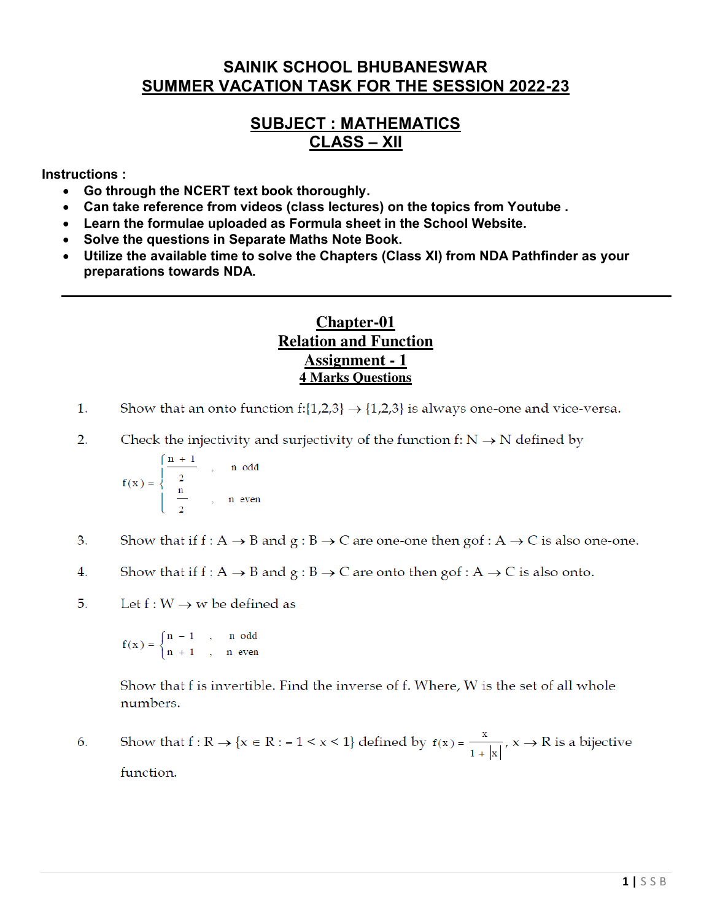# SAINIK SCHOOL BHUBANESWAR
## SUMMER VACATION TASK FOR THE SESSION 2022-23

## SUBJECT : MATHEMATICS
## CLASS – XII

**Instructions :**

- **Go through the NCERT text book thoroughly.**
- **Can take reference from videos (class lectures) on the topics from Youtube .**
- **Learn the formulae uploaded as Formula sheet in the School Website.**
- **Solve the questions in Separate Maths Note Book.**
- **Utilize the available time to solve the Chapters (Class XI) from NDA Pathfinder as your preparations towards NDA.**

---

## Chapter-01
## Relation and Function
## Assignment - 1
### 4 Marks Questions

1. Show that an onto function $f:\{1,2,3\} \to \{1,2,3\}$ is always one-one and vice-versa.

2. Check the injectivity and surjectivity of the function f: $N \to N$ defined by

$$f(x) = \begin{cases} \dfrac{n+1}{2} & , \quad n \text{ odd} \\ \dfrac{n}{2} & , \quad n \text{ even} \end{cases}$$

3. Show that if $f : A \to B$ and $g : B \to C$ are one-one then $gof : A \to C$ is also one-one.

4. Show that if $f : A \to B$ and $g : B \to C$ are onto then $gof : A \to C$ is also onto.

5. Let $f : W \to w$ be defined as

$$f(x) = \begin{cases} n-1 & , \quad n \text{ odd} \\ n+1 & , \quad n \text{ even} \end{cases}$$

Show that f is invertible. Find the inverse of f. Where, W is the set of all whole numbers.

6. Show that $f : R \to \{x \in R : -1 < x < 1\}$ defined by $f(x) = \dfrac{x}{1+|x|}$, $x \to R$ is a bijective function.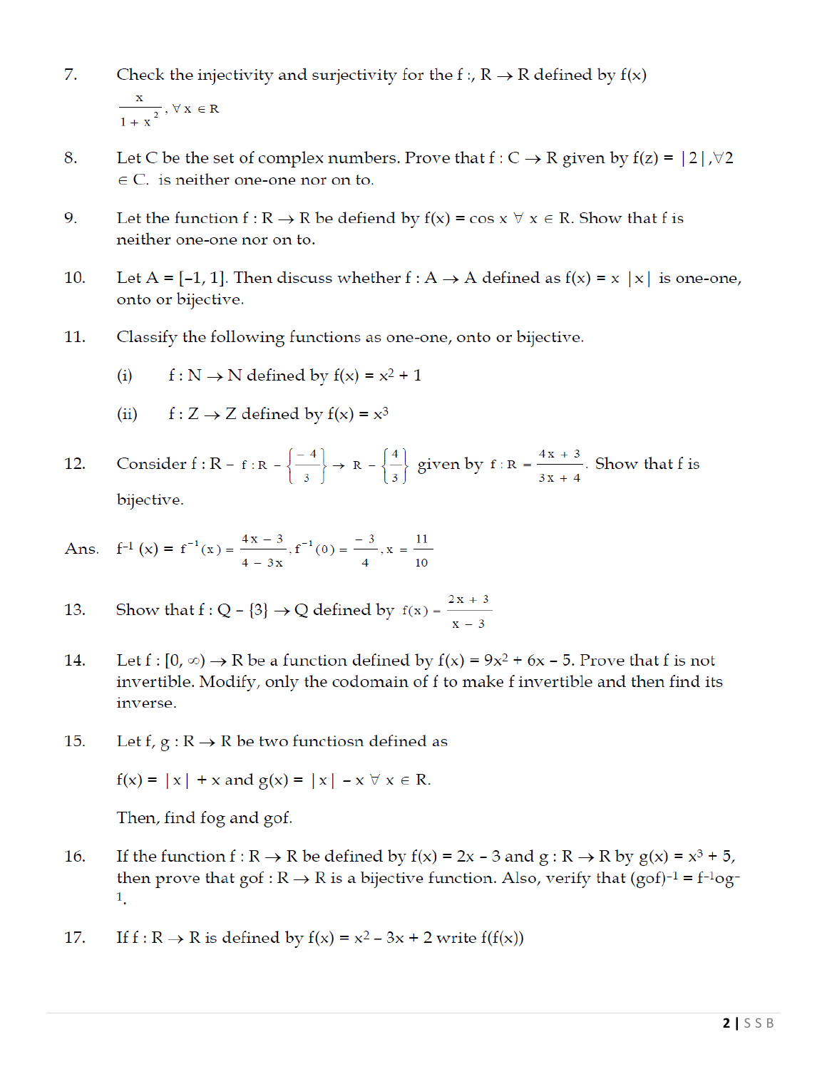7. Check the injectivity and surjectivity for the f :, R → R defined by f(x) $\frac{x}{1+x^2}, \forall x \in R$

8. Let C be the set of complex numbers. Prove that f : C → R given by f(z) = |2|,∀2 ∈ C. is neither one-one nor on to.

9. Let the function f : R → R be defiend by f(x) = cos x ∀ x ∈ R. Show that f is neither one-one nor on to.

10. Let A = [–1, 1]. Then discuss whether f : A → A defined as f(x) = x |x| is one-one, onto or bijective.

11. Classify the following functions as one-one, onto or bijective.

    (i) f : N → N defined by f(x) = $x^2$ + 1

    (ii) f : Z → Z defined by f(x) = $x^3$

12. Consider f : R – $f : R - \left\{\frac{-4}{3}\right\} \to R - \left\{\frac{4}{3}\right\}$ given by $f : R = \frac{4x+3}{3x+4}$. Show that f is bijective.

Ans. $f^{-1}$ (x) = $f^{-1}(x) = \frac{4x-3}{4-3x}, f^{-1}(0) = \frac{-3}{4}, x = \frac{11}{10}$

13. Show that f : Q – {3} → Q defined by $f(x) = \frac{2x+3}{x-3}$

14. Let f : [0, ∞) → R be a function defined by f(x) = $9x^2 + 6x - 5$. Prove that f is not invertible. Modify, only the codomain of f to make f invertible and then find its inverse.

15. Let f, g : R → R be two functiosn defined as

    f(x) = |x| + x and g(x) = |x| – x ∀ x ∈ R.

    Then, find fog and gof.

16. If the function f : R → R be defined by f(x) = 2x – 3 and g : R → R by g(x) = $x^3$ + 5, then prove that gof : R → R is a bijective function. Also, verify that $(gof)^{-1} = f^{-1}og^{-1}$.

17. If f : R → R is defined by f(x) = $x^2 - 3x + 2$ write f(f(x))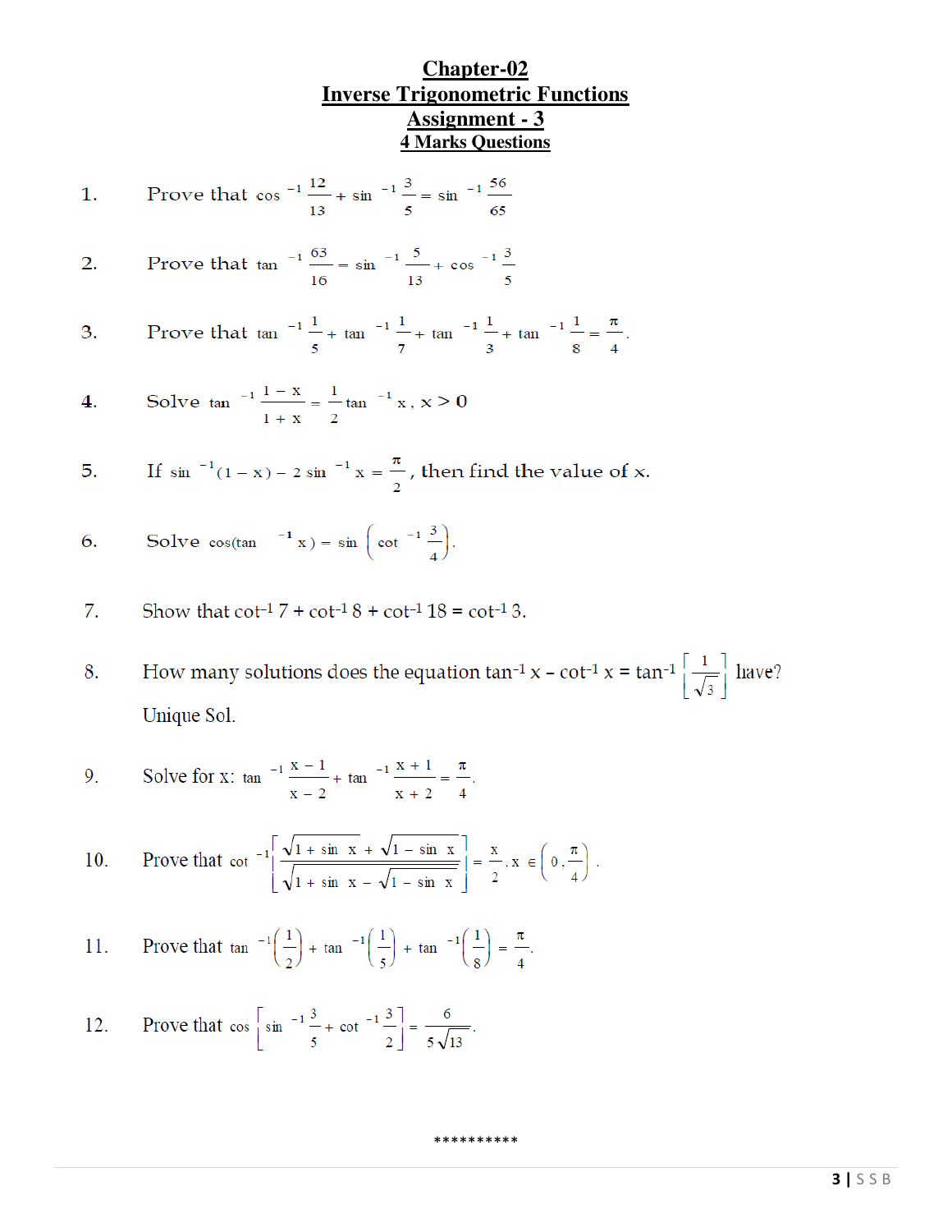# Chapter-02

# Inverse Trigonometric Functions

## Assignment - 3

### 4 Marks Questions

1. Prove that $\cos^{-1}\frac{12}{13} + \sin^{-1}\frac{3}{5} = \sin^{-1}\frac{56}{65}$

2. Prove that $\tan^{-1}\frac{63}{16} = \sin^{-1}\frac{5}{13} + \cos^{-1}\frac{3}{5}$

3. Prove that $\tan^{-1}\frac{1}{5} + \tan^{-1}\frac{1}{7} + \tan^{-1}\frac{1}{3} + \tan^{-1}\frac{1}{8} = \frac{\pi}{4}$.

4. Solve $\tan^{-1}\frac{1-x}{1+x} = \frac{1}{2}\tan^{-1}x, x > 0$

5. If $\sin^{-1}(1-x) - 2\sin^{-1}x = \frac{\pi}{2}$, then find the value of x.

6. Solve $\cos(\tan^{-1}x) = \sin\left(\cot^{-1}\frac{3}{4}\right)$.

7. Show that $\cot^{-1}7 + \cot^{-1}8 + \cot^{-1}18 = \cot^{-1}3$.

8. How many solutions does the equation $\tan^{-1}x - \cot^{-1}x = \tan^{-1}\left[\frac{1}{\sqrt{3}}\right]$ have?

   Unique Sol.

9. Solve for x: $\tan^{-1}\frac{x-1}{x-2} + \tan^{-1}\frac{x+1}{x+2} = \frac{\pi}{4}$.

10. Prove that $\cot^{-1}\left[\frac{\sqrt{1+\sin x} + \sqrt{1-\sin x}}{\sqrt{1+\sin x} - \sqrt{1-\sin x}}\right] = \frac{x}{2}, x \in \left(0, \frac{\pi}{4}\right)$.

11. Prove that $\tan^{-1}\left(\frac{1}{2}\right) + \tan^{-1}\left(\frac{1}{5}\right) + \tan^{-1}\left(\frac{1}{8}\right) = \frac{\pi}{4}$.

12. Prove that $\cos\left[\sin^{-1}\frac{3}{5} + \cot^{-1}\frac{3}{2}\right] = \frac{6}{5\sqrt{13}}$.

**********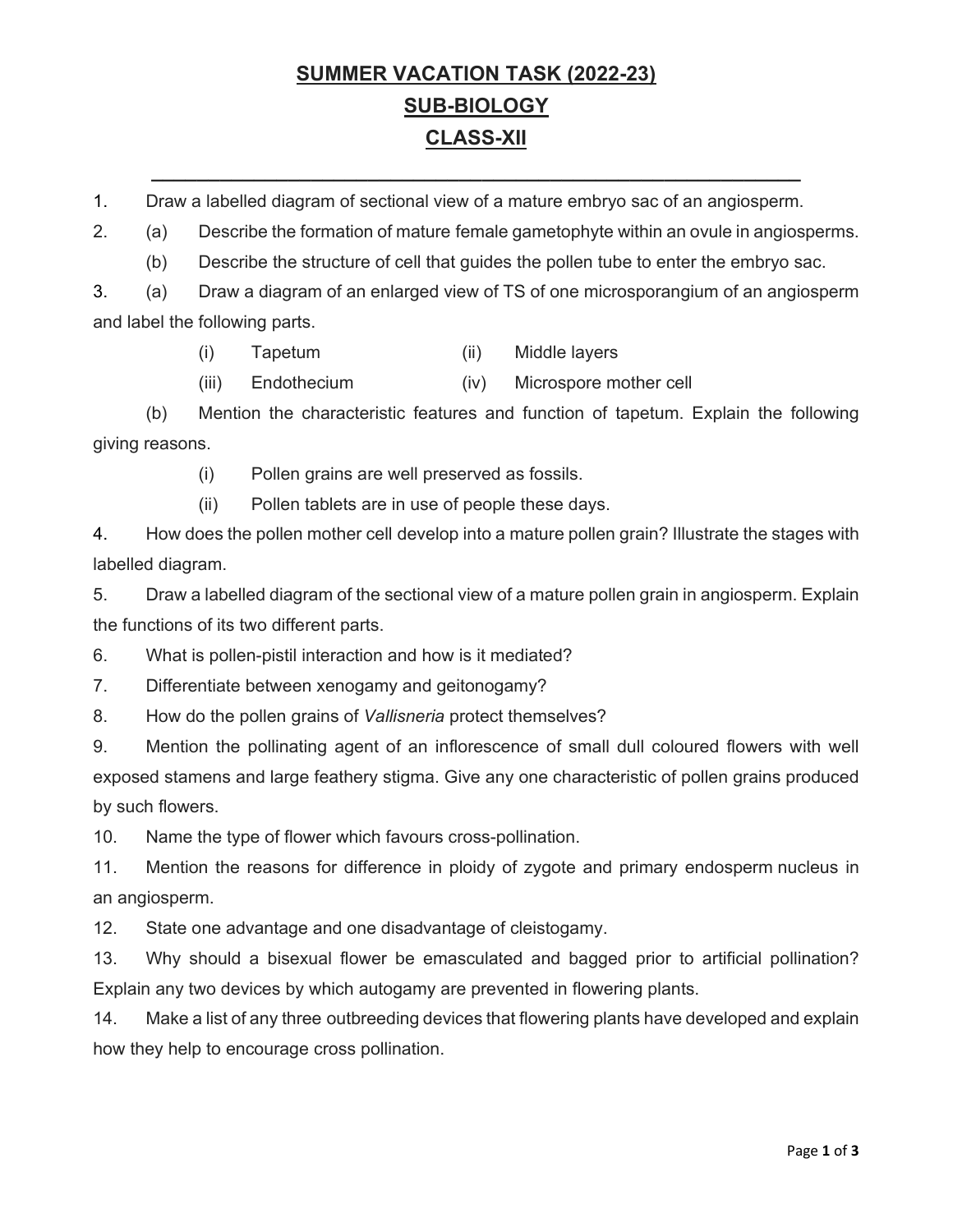# SUMMER VACATION TASK (2022-23)

## SUB-BIOLOGY

## CLASS-XII

---

1. Draw a labelled diagram of sectional view of a mature embryo sac of an angiosperm.
2. (a) Describe the formation of mature female gametophyte within an ovule in angiosperms.
   
   (b) Describe the structure of cell that guides the pollen tube to enter the embryo sac.
3. (a) Draw a diagram of an enlarged view of TS of one microsporangium of an angiosperm and label the following parts.
   
   (i) Tapetum (ii) Middle layers
   
   (iii) Endothecium (iv) Microspore mother cell
   
   (b) Mention the characteristic features and function of tapetum. Explain the following giving reasons.
   
   (i) Pollen grains are well preserved as fossils.
   
   (ii) Pollen tablets are in use of people these days.
4. How does the pollen mother cell develop into a mature pollen grain? Illustrate the stages with labelled diagram.
5. Draw a labelled diagram of the sectional view of a mature pollen grain in angiosperm. Explain the functions of its two different parts.
6. What is pollen-pistil interaction and how is it mediated?
7. Differentiate between xenogamy and geitonogamy?
8. How do the pollen grains of *Vallisneria* protect themselves?
9. Mention the pollinating agent of an inflorescence of small dull coloured flowers with well exposed stamens and large feathery stigma. Give any one characteristic of pollen grains produced by such flowers.
10. Name the type of flower which favours cross-pollination.
11. Mention the reasons for difference in ploidy of zygote and primary endosperm nucleus in an angiosperm.
12. State one advantage and one disadvantage of cleistogamy.
13. Why should a bisexual flower be emasculated and bagged prior to artificial pollination? Explain any two devices by which autogamy are prevented in flowering plants.
14. Make a list of any three outbreeding devices that flowering plants have developed and explain how they help to encourage cross pollination.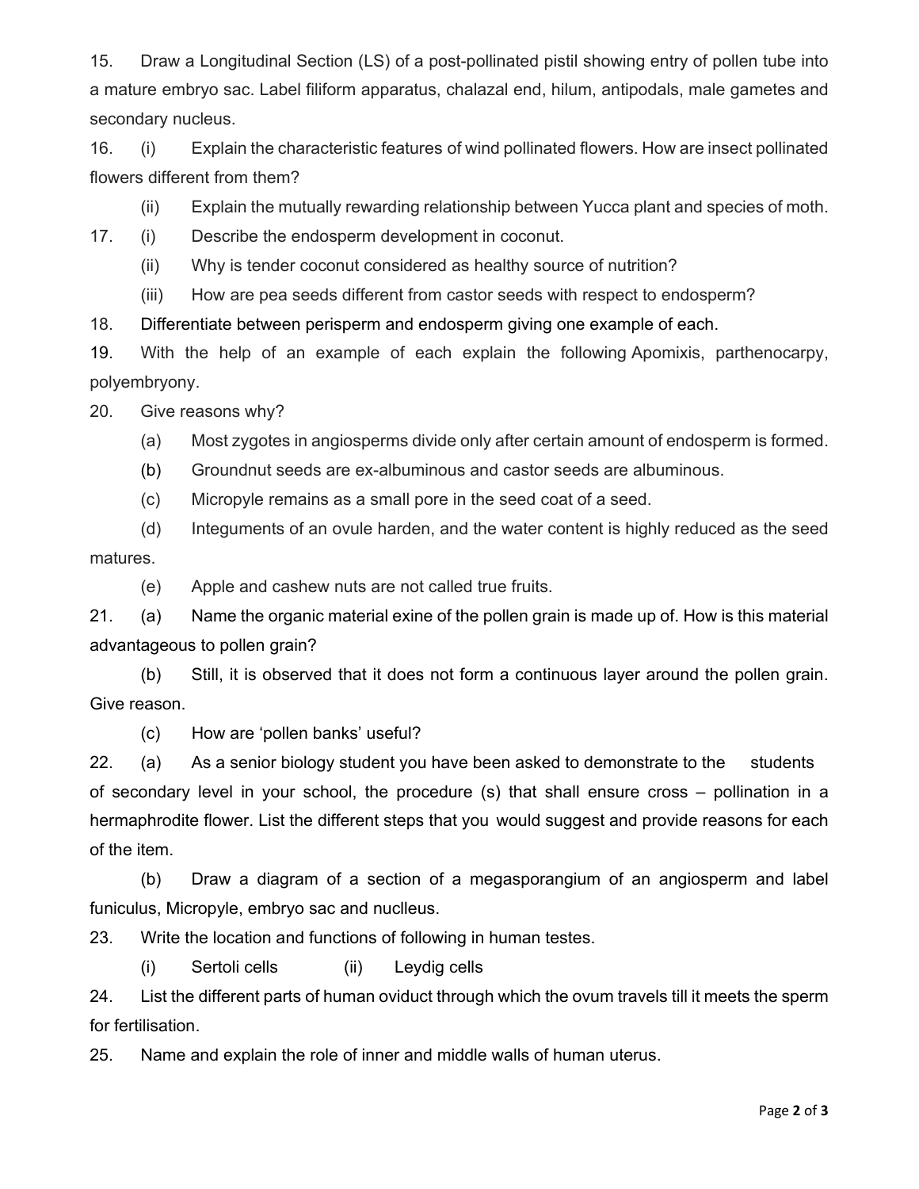15. Draw a Longitudinal Section (LS) of a post-pollinated pistil showing entry of pollen tube into a mature embryo sac. Label filiform apparatus, chalazal end, hilum, antipodals, male gametes and secondary nucleus.

16. (i) Explain the characteristic features of wind pollinated flowers. How are insect pollinated flowers different from them?

(ii) Explain the mutually rewarding relationship between Yucca plant and species of moth.

17. (i) Describe the endosperm development in coconut.

(ii) Why is tender coconut considered as healthy source of nutrition?

(iii) How are pea seeds different from castor seeds with respect to endosperm?

18. Differentiate between perisperm and endosperm giving one example of each.

19. With the help of an example of each explain the following Apomixis, parthenocarpy, polyembryony.

20. Give reasons why?

(a) Most zygotes in angiosperms divide only after certain amount of endosperm is formed.

(b) Groundnut seeds are ex-albuminous and castor seeds are albuminous.

(c) Micropyle remains as a small pore in the seed coat of a seed.

(d) Integuments of an ovule harden, and the water content is highly reduced as the seed matures.

(e) Apple and cashew nuts are not called true fruits.

21. (a) Name the organic material exine of the pollen grain is made up of. How is this material advantageous to pollen grain?

(b) Still, it is observed that it does not form a continuous layer around the pollen grain. Give reason.

(c) How are 'pollen banks' useful?

22. (a) As a senior biology student you have been asked to demonstrate to the students of secondary level in your school, the procedure (s) that shall ensure cross – pollination in a hermaphrodite flower. List the different steps that you would suggest and provide reasons for each of the item.

(b) Draw a diagram of a section of a megasporangium of an angiosperm and label funiculus, Micropyle, embryo sac and nuclleus.

23. Write the location and functions of following in human testes.

(i) Sertoli cells (ii) Leydig cells

24. List the different parts of human oviduct through which the ovum travels till it meets the sperm for fertilisation.

25. Name and explain the role of inner and middle walls of human uterus.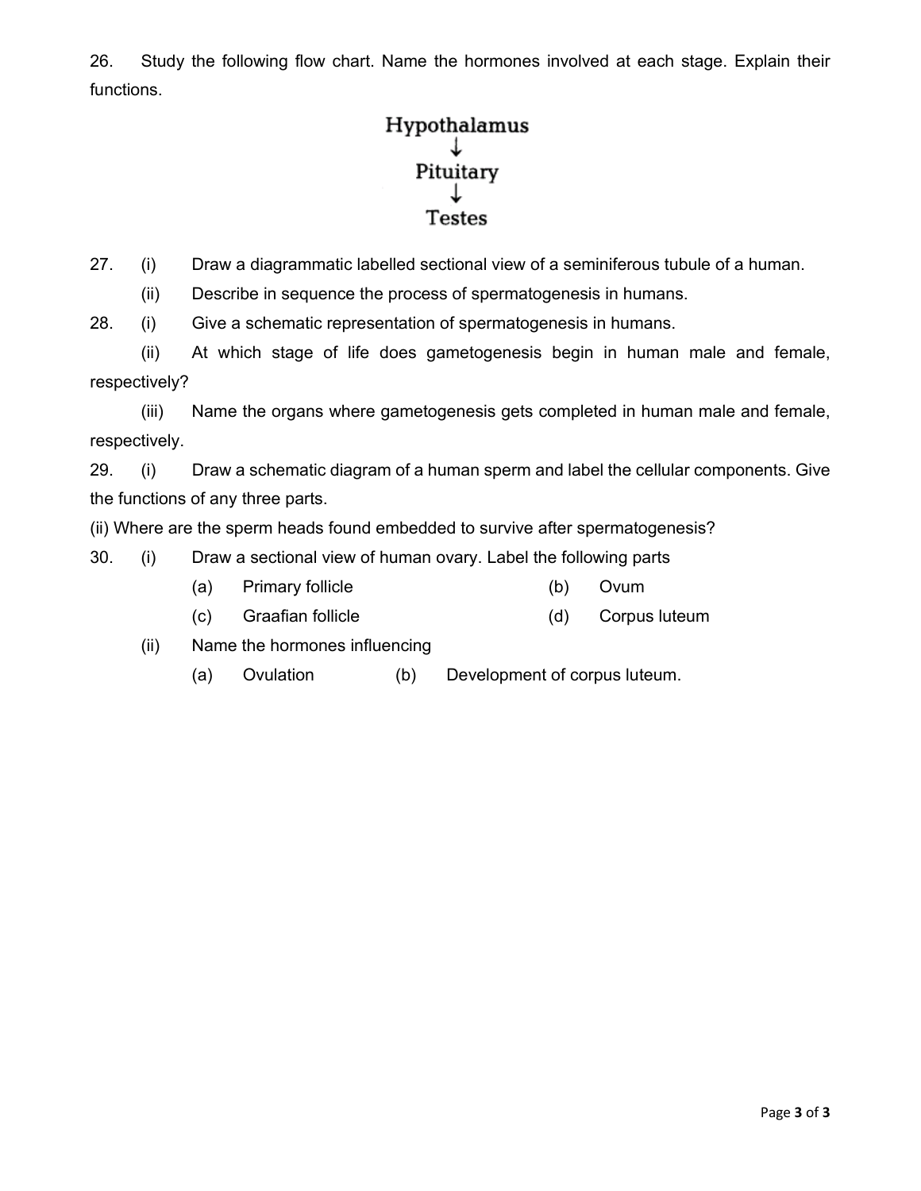26. Study the following flow chart. Name the hormones involved at each stage. Explain their functions.

Hypothalamus
↓
Pituitary
↓
Testes

27. (i) Draw a diagrammatic labelled sectional view of a seminiferous tubule of a human.

(ii) Describe in sequence the process of spermatogenesis in humans.

28. (i) Give a schematic representation of spermatogenesis in humans.

(ii) At which stage of life does gametogenesis begin in human male and female, respectively?

(iii) Name the organs where gametogenesis gets completed in human male and female, respectively.

29. (i) Draw a schematic diagram of a human sperm and label the cellular components. Give the functions of any three parts.

(ii) Where are the sperm heads found embedded to survive after spermatogenesis?

30. (i) Draw a sectional view of human ovary. Label the following parts

(a) Primary follicle (b) Ovum

(c) Graafian follicle (d) Corpus luteum

(ii) Name the hormones influencing

(a) Ovulation (b) Development of corpus luteum.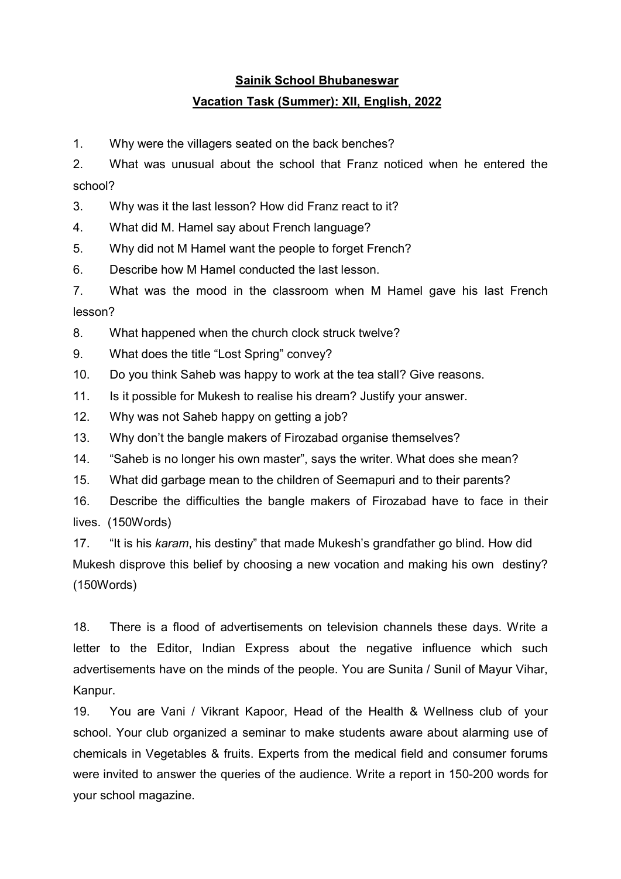**Sainik School Bhubaneswar**

**Vacation Task (Summer): XII, English, 2022**

1. Why were the villagers seated on the back benches?
2. What was unusual about the school that Franz noticed when he entered the school?
3. Why was it the last lesson? How did Franz react to it?
4. What did M. Hamel say about French language?
5. Why did not M Hamel want the people to forget French?
6. Describe how M Hamel conducted the last lesson.
7. What was the mood in the classroom when M Hamel gave his last French lesson?
8. What happened when the church clock struck twelve?
9. What does the title "Lost Spring" convey?
10. Do you think Saheb was happy to work at the tea stall? Give reasons.
11. Is it possible for Mukesh to realise his dream? Justify your answer.
12. Why was not Saheb happy on getting a job?
13. Why don't the bangle makers of Firozabad organise themselves?
14. "Saheb is no longer his own master", says the writer. What does she mean?
15. What did garbage mean to the children of Seemapuri and to their parents?
16. Describe the difficulties the bangle makers of Firozabad have to face in their lives. (150Words)
17. "It is his *karam*, his destiny" that made Mukesh's grandfather go blind. How did Mukesh disprove this belief by choosing a new vocation and making his own destiny? (150Words)
18. There is a flood of advertisements on television channels these days. Write a letter to the Editor, Indian Express about the negative influence which such advertisements have on the minds of the people. You are Sunita / Sunil of Mayur Vihar, Kanpur.
19. You are Vani / Vikrant Kapoor, Head of the Health & Wellness club of your school. Your club organized a seminar to make students aware about alarming use of chemicals in Vegetables & fruits. Experts from the medical field and consumer forums were invited to answer the queries of the audience. Write a report in 150-200 words for your school magazine.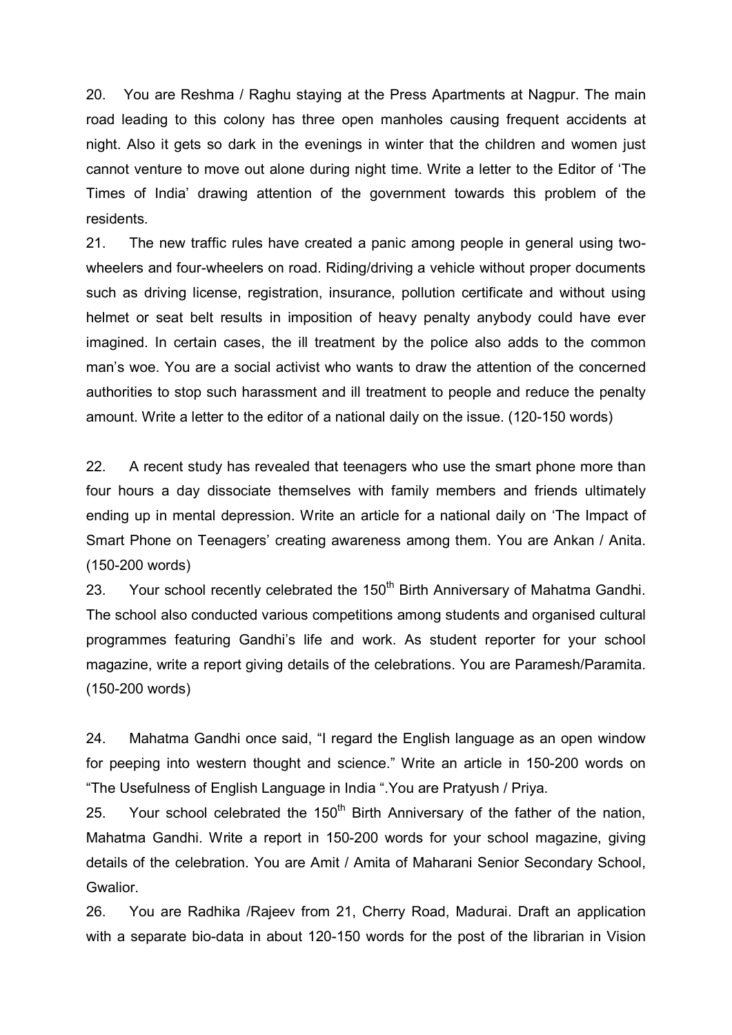20. You are Reshma / Raghu staying at the Press Apartments at Nagpur. The main road leading to this colony has three open manholes causing frequent accidents at night. Also it gets so dark in the evenings in winter that the children and women just cannot venture to move out alone during night time. Write a letter to the Editor of 'The Times of India' drawing attention of the government towards this problem of the residents.

21. The new traffic rules have created a panic among people in general using two-wheelers and four-wheelers on road. Riding/driving a vehicle without proper documents such as driving license, registration, insurance, pollution certificate and without using helmet or seat belt results in imposition of heavy penalty anybody could have ever imagined. In certain cases, the ill treatment by the police also adds to the common man's woe. You are a social activist who wants to draw the attention of the concerned authorities to stop such harassment and ill treatment to people and reduce the penalty amount. Write a letter to the editor of a national daily on the issue. (120-150 words)

22. A recent study has revealed that teenagers who use the smart phone more than four hours a day dissociate themselves with family members and friends ultimately ending up in mental depression. Write an article for a national daily on 'The Impact of Smart Phone on Teenagers' creating awareness among them. You are Ankan / Anita. (150-200 words)

23. Your school recently celebrated the 150th Birth Anniversary of Mahatma Gandhi. The school also conducted various competitions among students and organised cultural programmes featuring Gandhi's life and work. As student reporter for your school magazine, write a report giving details of the celebrations. You are Paramesh/Paramita. (150-200 words)

24. Mahatma Gandhi once said, "I regard the English language as an open window for peeping into western thought and science." Write an article in 150-200 words on "The Usefulness of English Language in India ".You are Pratyush / Priya.

25. Your school celebrated the 150th Birth Anniversary of the father of the nation, Mahatma Gandhi. Write a report in 150-200 words for your school magazine, giving details of the celebration. You are Amit / Amita of Maharani Senior Secondary School, Gwalior.

26. You are Radhika /Rajeev from 21, Cherry Road, Madurai. Draft an application with a separate bio-data in about 120-150 words for the post of the librarian in Vision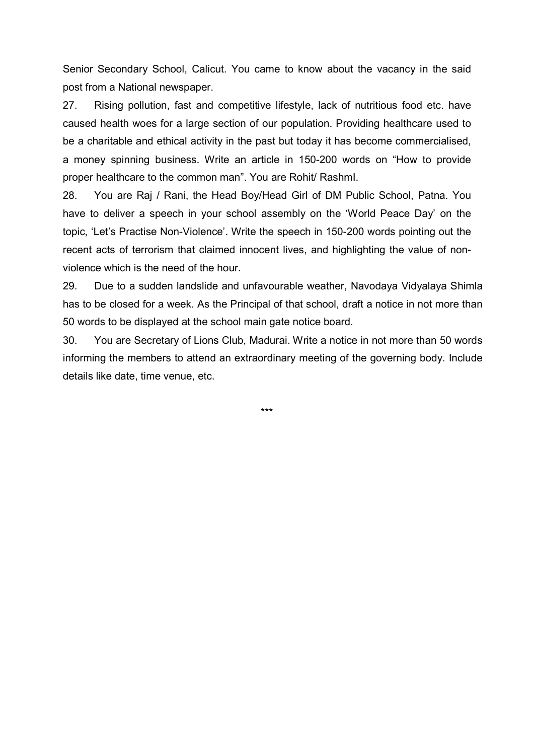Senior Secondary School, Calicut. You came to know about the vacancy in the said post from a National newspaper.

27. Rising pollution, fast and competitive lifestyle, lack of nutritious food etc. have caused health woes for a large section of our population. Providing healthcare used to be a charitable and ethical activity in the past but today it has become commercialised, a money spinning business. Write an article in 150-200 words on "How to provide proper healthcare to the common man". You are Rohit/ RashmI.

28. You are Raj / Rani, the Head Boy/Head Girl of DM Public School, Patna. You have to deliver a speech in your school assembly on the 'World Peace Day' on the topic, 'Let's Practise Non-Violence'. Write the speech in 150-200 words pointing out the recent acts of terrorism that claimed innocent lives, and highlighting the value of non-violence which is the need of the hour.

29. Due to a sudden landslide and unfavourable weather, Navodaya Vidyalaya Shimla has to be closed for a week. As the Principal of that school, draft a notice in not more than 50 words to be displayed at the school main gate notice board.

30. You are Secretary of Lions Club, Madurai. Write a notice in not more than 50 words informing the members to attend an extraordinary meeting of the governing body. Include details like date, time venue, etc.

***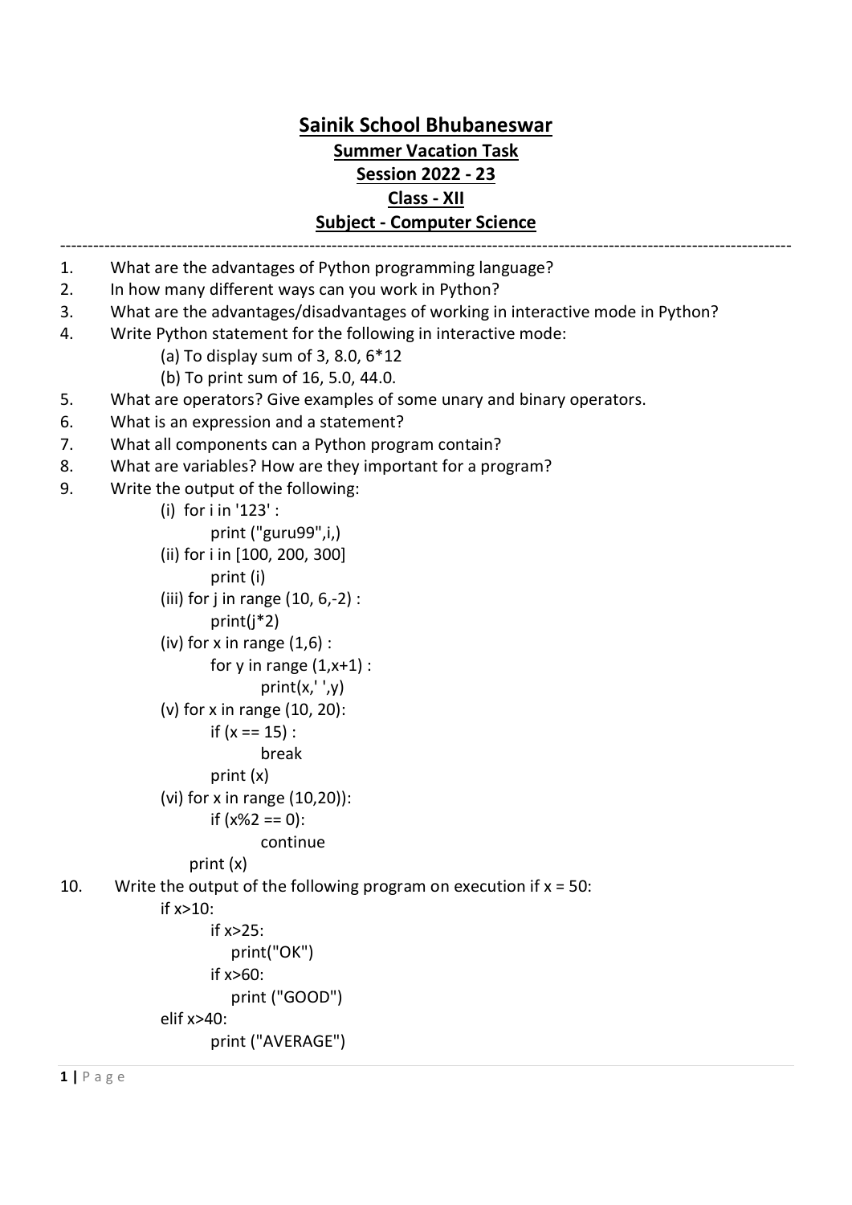# Sainik School Bhubaneswar

## Summer Vacation Task

## Session 2022 - 23

## Class - XII

## Subject - Computer Science

---

1. What are the advantages of Python programming language?
2. In how many different ways can you work in Python?
3. What are the advantages/disadvantages of working in interactive mode in Python?
4. Write Python statement for the following in interactive mode:
   (a) To display sum of 3, 8.0, 6*12
   (b) To print sum of 16, 5.0, 44.0.
5. What are operators? Give examples of some unary and binary operators.
6. What is an expression and a statement?
7. What all components can a Python program contain?
8. What are variables? How are they important for a program?
9. Write the output of the following:

   (i)
   ```
   for i in '123' :
       print ("guru99",i,)
   ```
   (ii)
   ```
   for i in [100, 200, 300]
       print (i)
   ```
   (iii)
   ```
   for j in range (10, 6,-2) :
       print(j*2)
   ```
   (iv)
   ```
   for x in range (1,6) :
       for y in range (1,x+1) :
           print(x,' ',y)
   ```
   (v)
   ```
   for x in range (10, 20):
       if (x == 15) :
           break
       print (x)
   ```
   (vi)
   ```
   for x in range (10,20)):
       if (x%2 == 0):
           continue
     print (x)
   ```

10. Write the output of the following program on execution if x = 50:
    ```
    if x>10:
        if x>25:
           print("OK")
        if x>60:
           print ("GOOD")
    elif x>40:
        print ("AVERAGE")
    ```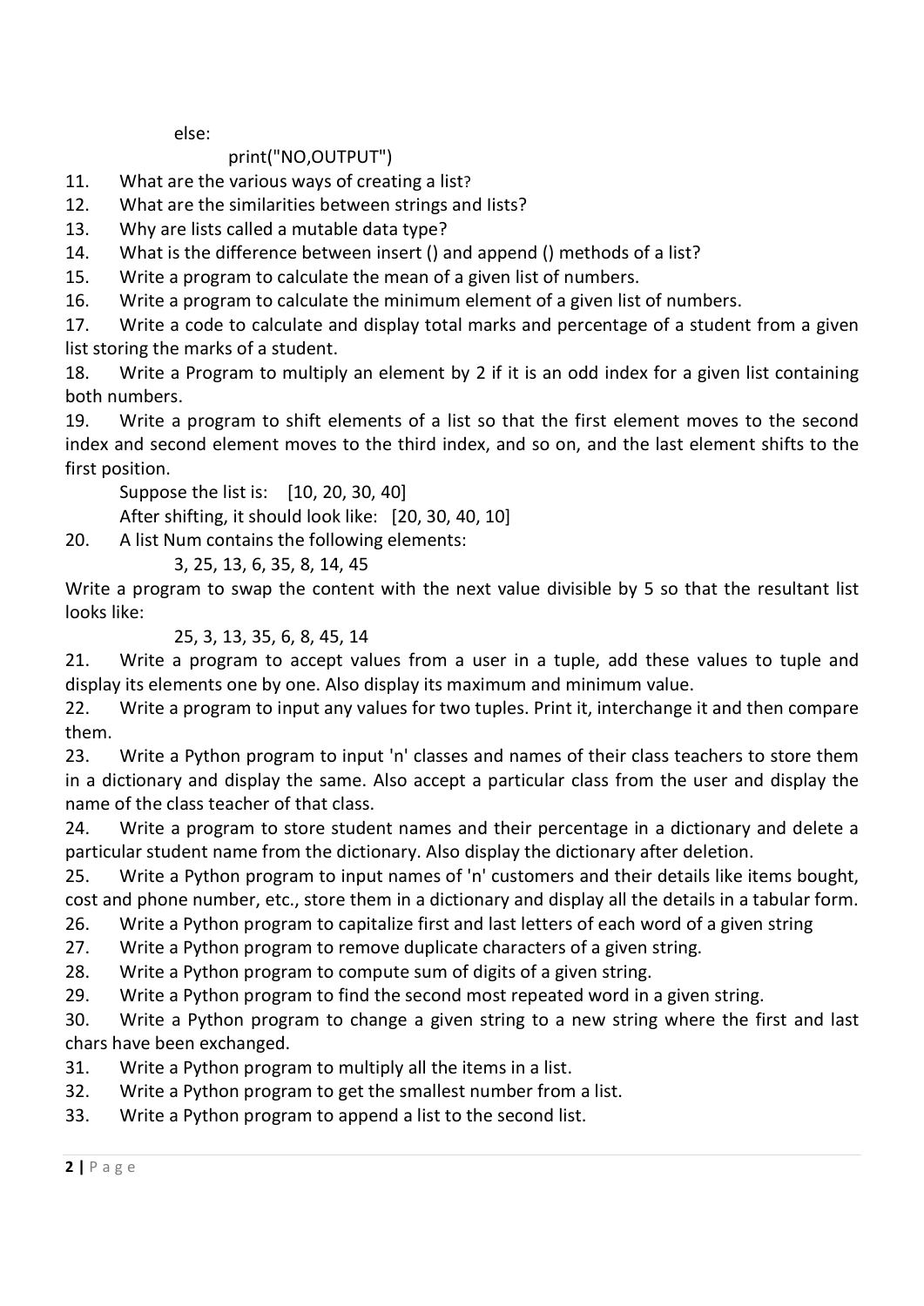```
    else:
        print("NO,OUTPUT")
```

11. What are the various ways of creating a list?
12. What are the similarities between strings and lists?
13. Why are lists called a mutable data type?
14. What is the difference between insert () and append () methods of a list?
15. Write a program to calculate the mean of a given list of numbers.
16. Write a program to calculate the minimum element of a given list of numbers.
17. Write a code to calculate and display total marks and percentage of a student from a given list storing the marks of a student.
18. Write a Program to multiply an element by 2 if it is an odd index for a given list containing both numbers.
19. Write a program to shift elements of a list so that the first element moves to the second index and second element moves to the third index, and so on, and the last element shifts to the first position.

    Suppose the list is: [10, 20, 30, 40]

    After shifting, it should look like: [20, 30, 40, 10]

20. A list Num contains the following elements:

    3, 25, 13, 6, 35, 8, 14, 45

    Write a program to swap the content with the next value divisible by 5 so that the resultant list looks like:

    25, 3, 13, 35, 6, 8, 45, 14

21. Write a program to accept values from a user in a tuple, add these values to tuple and display its elements one by one. Also display its maximum and minimum value.
22. Write a program to input any values for two tuples. Print it, interchange it and then compare them.
23. Write a Python program to input 'n' classes and names of their class teachers to store them in a dictionary and display the same. Also accept a particular class from the user and display the name of the class teacher of that class.
24. Write a program to store student names and their percentage in a dictionary and delete a particular student name from the dictionary. Also display the dictionary after deletion.
25. Write a Python program to input names of 'n' customers and their details like items bought, cost and phone number, etc., store them in a dictionary and display all the details in a tabular form.
26. Write a Python program to capitalize first and last letters of each word of a given string
27. Write a Python program to remove duplicate characters of a given string.
28. Write a Python program to compute sum of digits of a given string.
29. Write a Python program to find the second most repeated word in a given string.
30. Write a Python program to change a given string to a new string where the first and last chars have been exchanged.
31. Write a Python program to multiply all the items in a list.
32. Write a Python program to get the smallest number from a list.
33. Write a Python program to append a list to the second list.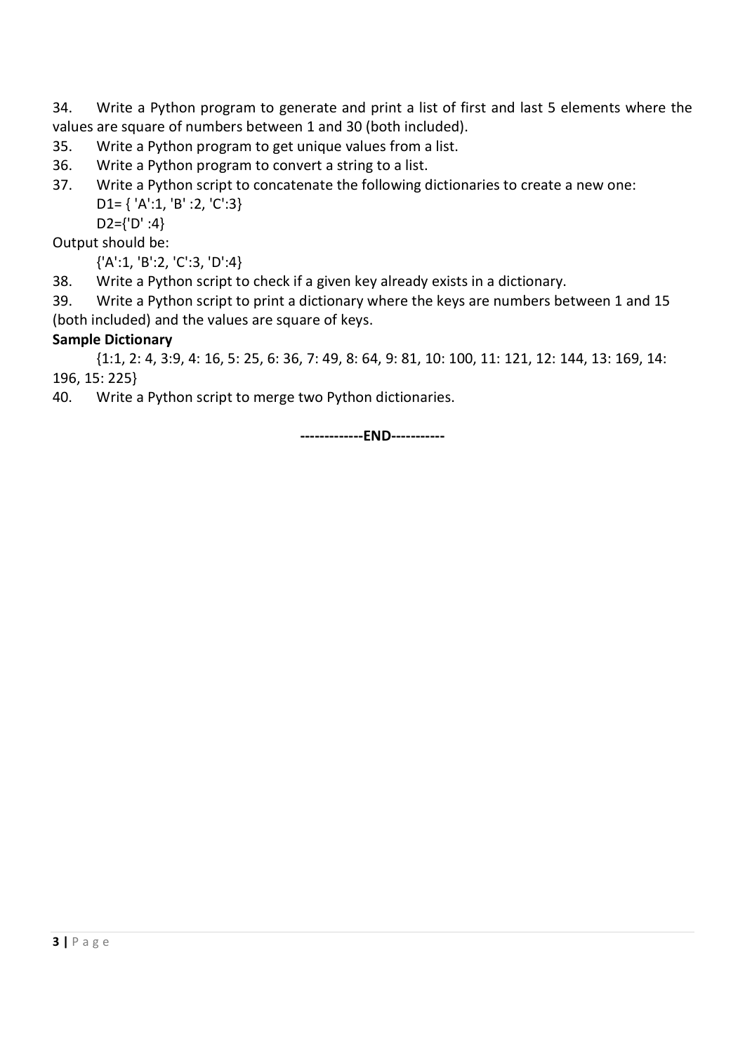34. Write a Python program to generate and print a list of first and last 5 elements where the values are square of numbers between 1 and 30 (both included).
35. Write a Python program to get unique values from a list.
36. Write a Python program to convert a string to a list.
37. Write a Python script to concatenate the following dictionaries to create a new one:
    D1= { 'A':1, 'B' :2, 'C':3}
    D2={'D' :4}

Output should be:

    {'A':1, 'B':2, 'C':3, 'D':4}

38. Write a Python script to check if a given key already exists in a dictionary.
39. Write a Python script to print a dictionary where the keys are numbers between 1 and 15 (both included) and the values are square of keys.

**Sample Dictionary**

    {1:1, 2: 4, 3:9, 4: 16, 5: 25, 6: 36, 7: 49, 8: 64, 9: 81, 10: 100, 11: 121, 12: 144, 13: 169, 14: 196, 15: 225}

40. Write a Python script to merge two Python dictionaries.

**-------------END-----------**